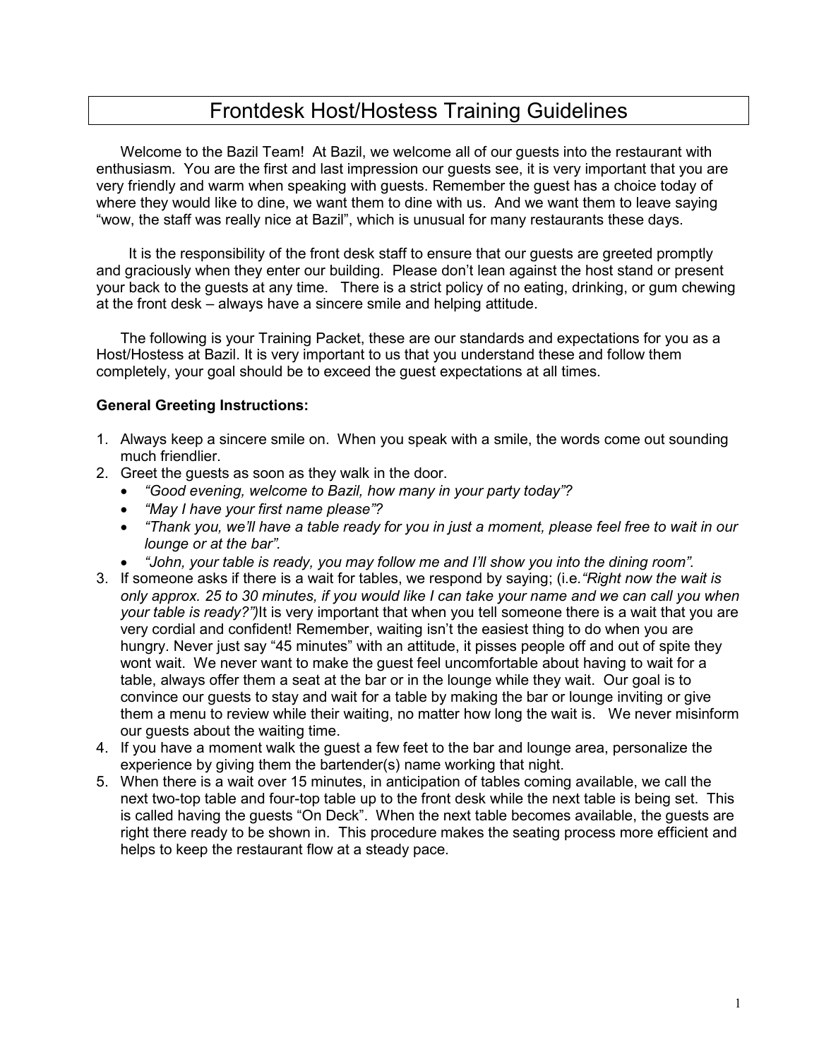# Frontdesk Host/Hostess Training Guidelines

Welcome to the Bazil Team! At Bazil, we welcome all of our guests into the restaurant with enthusiasm. You are the first and last impression our guests see, it is very important that you are very friendly and warm when speaking with guests. Remember the guest has a choice today of where they would like to dine, we want them to dine with us. And we want them to leave saying "wow, the staff was really nice at Bazil", which is unusual for many restaurants these days.

It is the responsibility of the front desk staff to ensure that our guests are greeted promptly and graciously when they enter our building. Please don't lean against the host stand or present your back to the guests at any time. There is a strict policy of no eating, drinking, or gum chewing at the front desk – always have a sincere smile and helping attitude.

The following is your Training Packet, these are our standards and expectations for you as a Host/Hostess at Bazil. It is very important to us that you understand these and follow them completely, your goal should be to exceed the guest expectations at all times.

**General Greeting Instructions:**

1. Always keep a sincere smile on. When you speak with a smile, the words come out sounding much friendlier.
2. Greet the guests as soon as they walk in the door.
   - *"Good evening, welcome to Bazil, how many in your party today"?*
   - *"May I have your first name please"?*
   - *"Thank you, we'll have a table ready for you in just a moment, please feel free to wait in our lounge or at the bar".*
   - *"John, your table is ready, you may follow me and I'll show you into the dining room".*
3. If someone asks if there is a wait for tables, we respond by saying; (i.e.*"Right now the wait is only approx. 25 to 30 minutes, if you would like I can take your name and we can call you when your table is ready?")*It is very important that when you tell someone there is a wait that you are very cordial and confident! Remember, waiting isn't the easiest thing to do when you are hungry. Never just say "45 minutes" with an attitude, it pisses people off and out of spite they wont wait. We never want to make the guest feel uncomfortable about having to wait for a table, always offer them a seat at the bar or in the lounge while they wait. Our goal is to convince our guests to stay and wait for a table by making the bar or lounge inviting or give them a menu to review while their waiting, no matter how long the wait is. We never misinform our guests about the waiting time.
4. If you have a moment walk the guest a few feet to the bar and lounge area, personalize the experience by giving them the bartender(s) name working that night.
5. When there is a wait over 15 minutes, in anticipation of tables coming available, we call the next two-top table and four-top table up to the front desk while the next table is being set. This is called having the guests "On Deck". When the next table becomes available, the guests are right there ready to be shown in. This procedure makes the seating process more efficient and helps to keep the restaurant flow at a steady pace.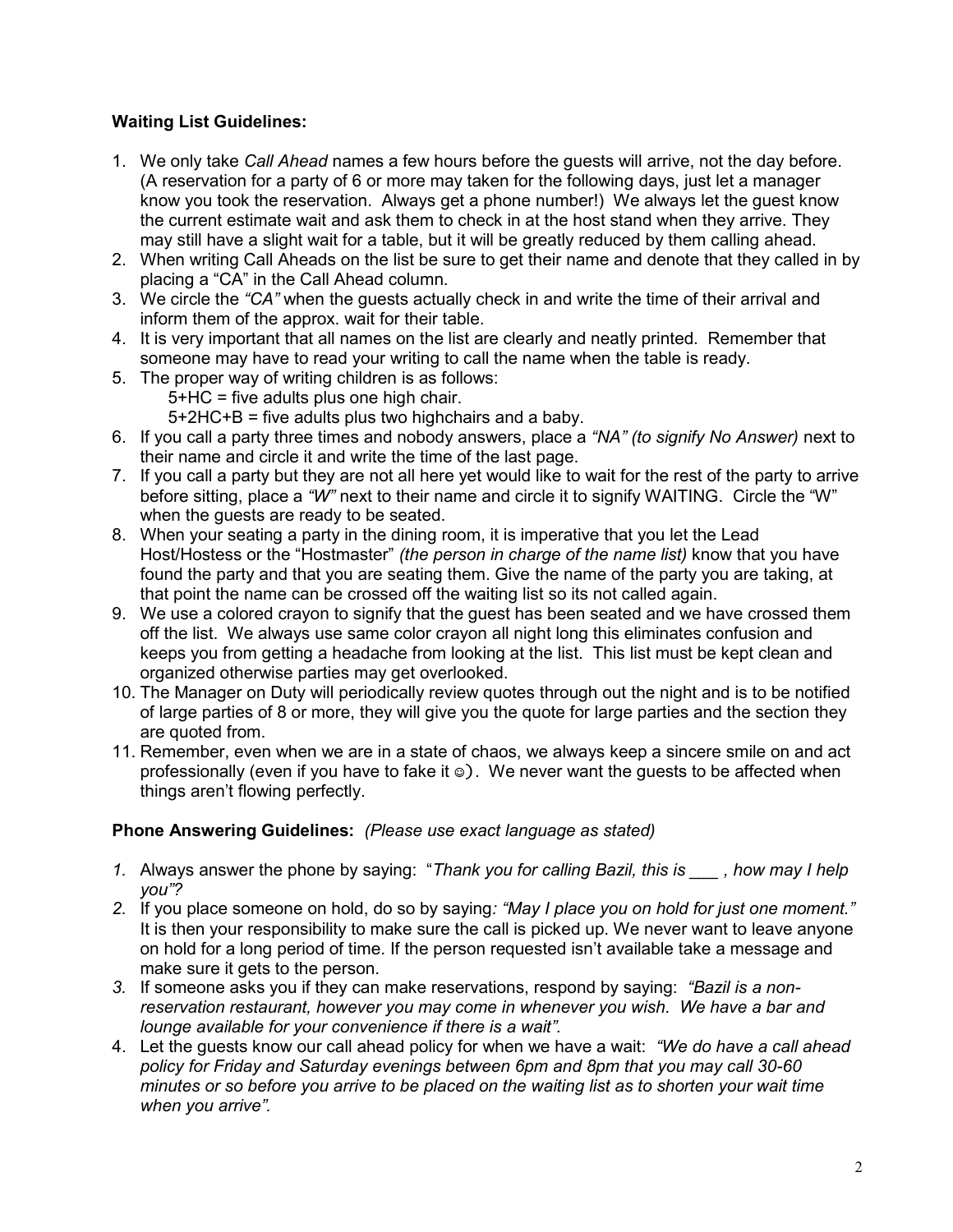**Waiting List Guidelines:**

1. We only take *Call Ahead* names a few hours before the guests will arrive, not the day before. (A reservation for a party of 6 or more may taken for the following days, just let a manager know you took the reservation. Always get a phone number!) We always let the guest know the current estimate wait and ask them to check in at the host stand when they arrive. They may still have a slight wait for a table, but it will be greatly reduced by them calling ahead.
2. When writing Call Aheads on the list be sure to get their name and denote that they called in by placing a "CA" in the Call Ahead column.
3. We circle the *"CA"* when the guests actually check in and write the time of their arrival and inform them of the approx. wait for their table.
4. It is very important that all names on the list are clearly and neatly printed. Remember that someone may have to read your writing to call the name when the table is ready.
5. The proper way of writing children is as follows:
   5+HC = five adults plus one high chair.
   5+2HC+B = five adults plus two highchairs and a baby.
6. If you call a party three times and nobody answers, place a *"NA" (to signify No Answer)* next to their name and circle it and write the time of the last page.
7. If you call a party but they are not all here yet would like to wait for the rest of the party to arrive before sitting, place a *"W"* next to their name and circle it to signify WAITING. Circle the "W" when the guests are ready to be seated.
8. When your seating a party in the dining room, it is imperative that you let the Lead Host/Hostess or the "Hostmaster" *(the person in charge of the name list)* know that you have found the party and that you are seating them. Give the name of the party you are taking, at that point the name can be crossed off the waiting list so its not called again.
9. We use a colored crayon to signify that the guest has been seated and we have crossed them off the list. We always use same color crayon all night long this eliminates confusion and keeps you from getting a headache from looking at the list. This list must be kept clean and organized otherwise parties may get overlooked.
10. The Manager on Duty will periodically review quotes through out the night and is to be notified of large parties of 8 or more, they will give you the quote for large parties and the section they are quoted from.
11. Remember, even when we are in a state of chaos, we always keep a sincere smile on and act professionally (even if you have to fake it ☺). We never want the guests to be affected when things aren't flowing perfectly.

**Phone Answering Guidelines:** *(Please use exact language as stated)*

1. Always answer the phone by saying: "*Thank you for calling Bazil, this is ___ , how may I help you"?*
2. If you place someone on hold, do so by saying*: "May I place you on hold for just one moment."* It is then your responsibility to make sure the call is picked up. We never want to leave anyone on hold for a long period of time. If the person requested isn't available take a message and make sure it gets to the person.
3. If someone asks you if they can make reservations, respond by saying: *"Bazil is a non-reservation restaurant, however you may come in whenever you wish. We have a bar and lounge available for your convenience if there is a wait".*
4. Let the guests know our call ahead policy for when we have a wait: *"We do have a call ahead policy for Friday and Saturday evenings between 6pm and 8pm that you may call 30-60 minutes or so before you arrive to be placed on the waiting list as to shorten your wait time when you arrive".*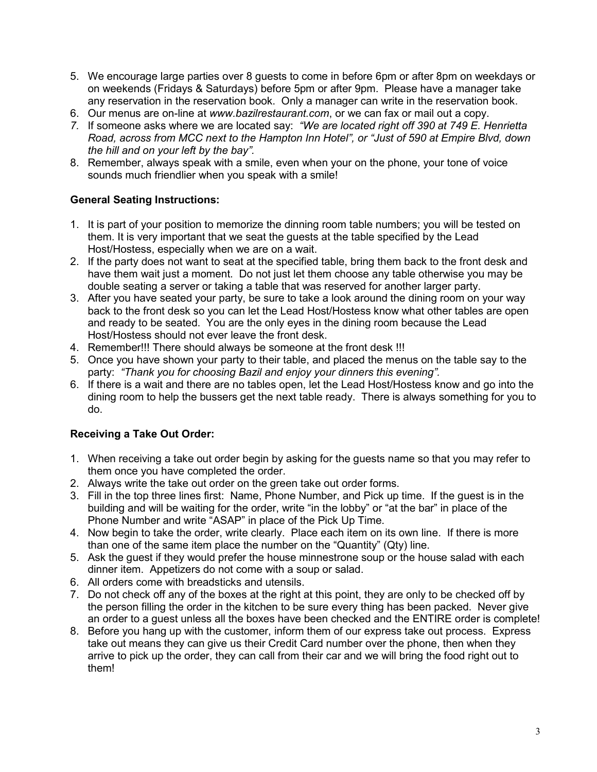5. We encourage large parties over 8 guests to come in before 6pm or after 8pm on weekdays or on weekends (Fridays & Saturdays) before 5pm or after 9pm. Please have a manager take any reservation in the reservation book. Only a manager can write in the reservation book.
6. Our menus are on-line at *www.bazilrestaurant.com*, or we can fax or mail out a copy.
7. If someone asks where we are located say: *"We are located right off 390 at 749 E. Henrietta Road, across from MCC next to the Hampton Inn Hotel", or "Just of 590 at Empire Blvd, down the hill and on your left by the bay".*
8. Remember, always speak with a smile, even when your on the phone, your tone of voice sounds much friendlier when you speak with a smile!

**General Seating Instructions:**

1. It is part of your position to memorize the dinning room table numbers; you will be tested on them. It is very important that we seat the guests at the table specified by the Lead Host/Hostess, especially when we are on a wait.
2. If the party does not want to seat at the specified table, bring them back to the front desk and have them wait just a moment. Do not just let them choose any table otherwise you may be double seating a server or taking a table that was reserved for another larger party.
3. After you have seated your party, be sure to take a look around the dining room on your way back to the front desk so you can let the Lead Host/Hostess know what other tables are open and ready to be seated. You are the only eyes in the dining room because the Lead Host/Hostess should not ever leave the front desk.
4. Remember!!! There should always be someone at the front desk !!!
5. Once you have shown your party to their table, and placed the menus on the table say to the party: *"Thank you for choosing Bazil and enjoy your dinners this evening".*
6. If there is a wait and there are no tables open, let the Lead Host/Hostess know and go into the dining room to help the bussers get the next table ready. There is always something for you to do.

**Receiving a Take Out Order:**

1. When receiving a take out order begin by asking for the guests name so that you may refer to them once you have completed the order.
2. Always write the take out order on the green take out order forms.
3. Fill in the top three lines first: Name, Phone Number, and Pick up time. If the guest is in the building and will be waiting for the order, write "in the lobby" or "at the bar" in place of the Phone Number and write "ASAP" in place of the Pick Up Time.
4. Now begin to take the order, write clearly. Place each item on its own line. If there is more than one of the same item place the number on the "Quantity" (Qty) line.
5. Ask the guest if they would prefer the house minnestrone soup or the house salad with each dinner item. Appetizers do not come with a soup or salad.
6. All orders come with breadsticks and utensils.
7. Do not check off any of the boxes at the right at this point, they are only to be checked off by the person filling the order in the kitchen to be sure every thing has been packed. Never give an order to a guest unless all the boxes have been checked and the ENTIRE order is complete!
8. Before you hang up with the customer, inform them of our express take out process. Express take out means they can give us their Credit Card number over the phone, then when they arrive to pick up the order, they can call from their car and we will bring the food right out to them!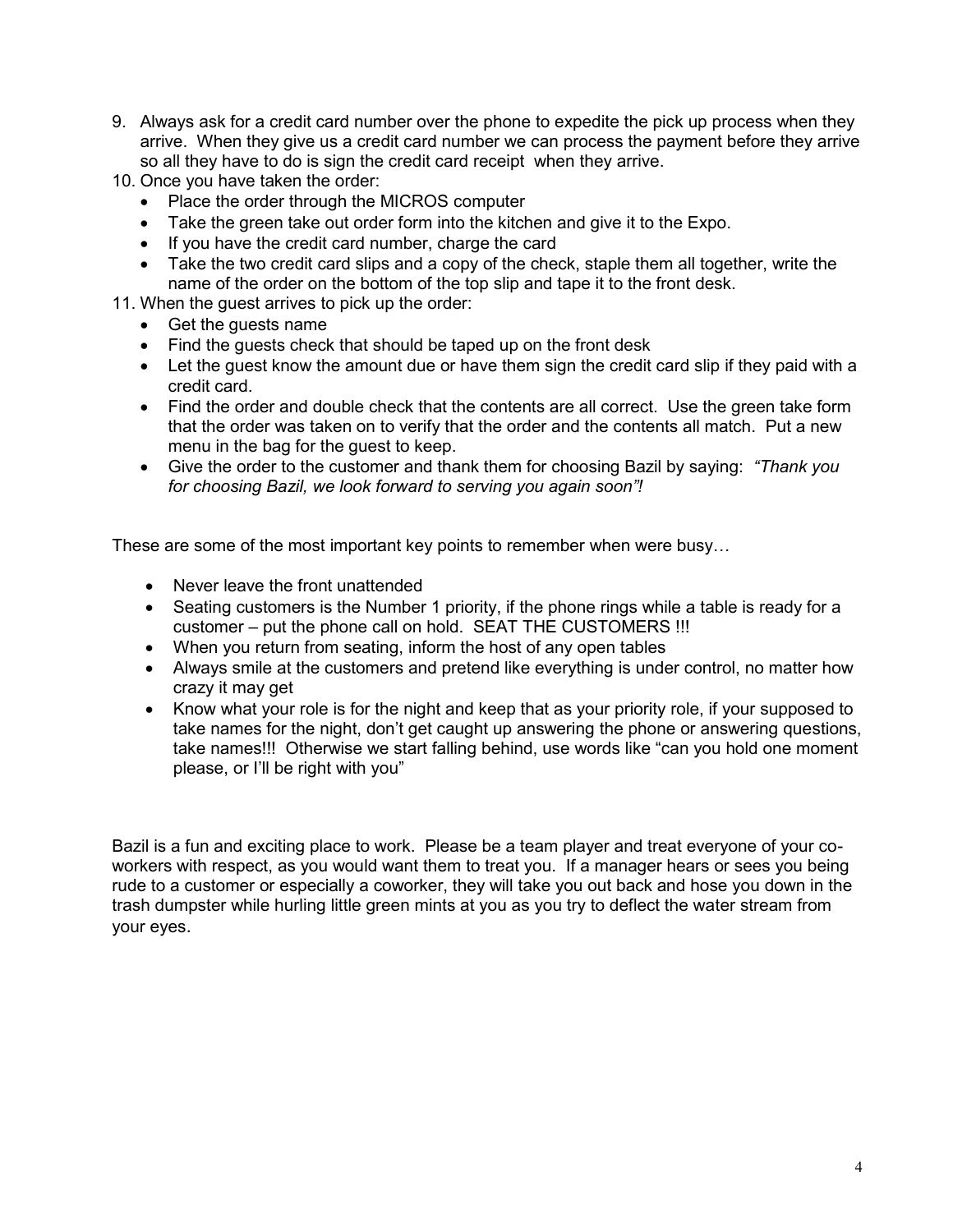9. Always ask for a credit card number over the phone to expedite the pick up process when they arrive. When they give us a credit card number we can process the payment before they arrive so all they have to do is sign the credit card receipt when they arrive.
10. Once you have taken the order:
    - Place the order through the MICROS computer
    - Take the green take out order form into the kitchen and give it to the Expo.
    - If you have the credit card number, charge the card
    - Take the two credit card slips and a copy of the check, staple them all together, write the name of the order on the bottom of the top slip and tape it to the front desk.
11. When the guest arrives to pick up the order:
    - Get the guests name
    - Find the guests check that should be taped up on the front desk
    - Let the guest know the amount due or have them sign the credit card slip if they paid with a credit card.
    - Find the order and double check that the contents are all correct. Use the green take form that the order was taken on to verify that the order and the contents all match. Put a new menu in the bag for the guest to keep.
    - Give the order to the customer and thank them for choosing Bazil by saying: *"Thank you for choosing Bazil, we look forward to serving you again soon"!*

These are some of the most important key points to remember when were busy…

- Never leave the front unattended
- Seating customers is the Number 1 priority, if the phone rings while a table is ready for a customer – put the phone call on hold. SEAT THE CUSTOMERS !!!
- When you return from seating, inform the host of any open tables
- Always smile at the customers and pretend like everything is under control, no matter how crazy it may get
- Know what your role is for the night and keep that as your priority role, if your supposed to take names for the night, don't get caught up answering the phone or answering questions, take names!!! Otherwise we start falling behind, use words like "can you hold one moment please, or I'll be right with you"

Bazil is a fun and exciting place to work. Please be a team player and treat everyone of your co-workers with respect, as you would want them to treat you. If a manager hears or sees you being rude to a customer or especially a coworker, they will take you out back and hose you down in the trash dumpster while hurling little green mints at you as you try to deflect the water stream from your eyes.